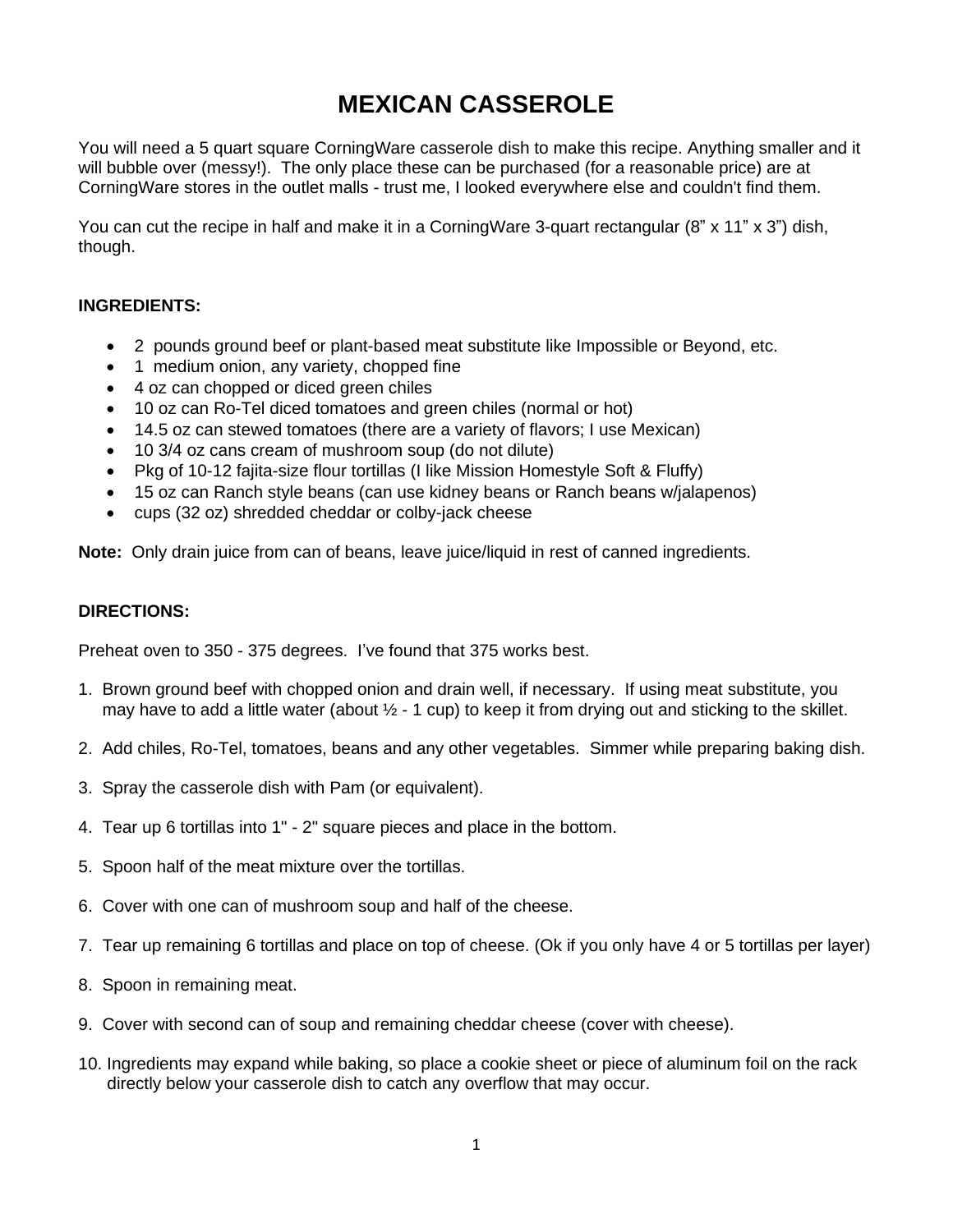# MEXICAN CASSEROLE

You will need a 5 quart square CorningWare casserole dish to make this recipe. Anything smaller and it will bubble over (messy!). The only place these can be purchased (for a reasonable price) are at CorningWare stores in the outlet malls - trust me, I looked everywhere else and couldn't find them.

You can cut the recipe in half and make it in a CorningWare 3-quart rectangular (8" x 11" x 3") dish, though.

**INGREDIENTS:**

- 2 pounds ground beef or plant-based meat substitute like Impossible or Beyond, etc.
- 1 medium onion, any variety, chopped fine
- 4 oz can chopped or diced green chiles
- 10 oz can Ro-Tel diced tomatoes and green chiles (normal or hot)
- 14.5 oz can stewed tomatoes (there are a variety of flavors; I use Mexican)
- 10 3/4 oz cans cream of mushroom soup (do not dilute)
- Pkg of 10-12 fajita-size flour tortillas (I like Mission Homestyle Soft & Fluffy)
- 15 oz can Ranch style beans (can use kidney beans or Ranch beans w/jalapenos)
- cups (32 oz) shredded cheddar or colby-jack cheese

**Note:** Only drain juice from can of beans, leave juice/liquid in rest of canned ingredients.

**DIRECTIONS:**

Preheat oven to 350 - 375 degrees. I've found that 375 works best.

1. Brown ground beef with chopped onion and drain well, if necessary. If using meat substitute, you may have to add a little water (about ½ - 1 cup) to keep it from drying out and sticking to the skillet.
2. Add chiles, Ro-Tel, tomatoes, beans and any other vegetables. Simmer while preparing baking dish.
3. Spray the casserole dish with Pam (or equivalent).
4. Tear up 6 tortillas into 1" - 2" square pieces and place in the bottom.
5. Spoon half of the meat mixture over the tortillas.
6. Cover with one can of mushroom soup and half of the cheese.
7. Tear up remaining 6 tortillas and place on top of cheese. (Ok if you only have 4 or 5 tortillas per layer)
8. Spoon in remaining meat.
9. Cover with second can of soup and remaining cheddar cheese (cover with cheese).
10. Ingredients may expand while baking, so place a cookie sheet or piece of aluminum foil on the rack directly below your casserole dish to catch any overflow that may occur.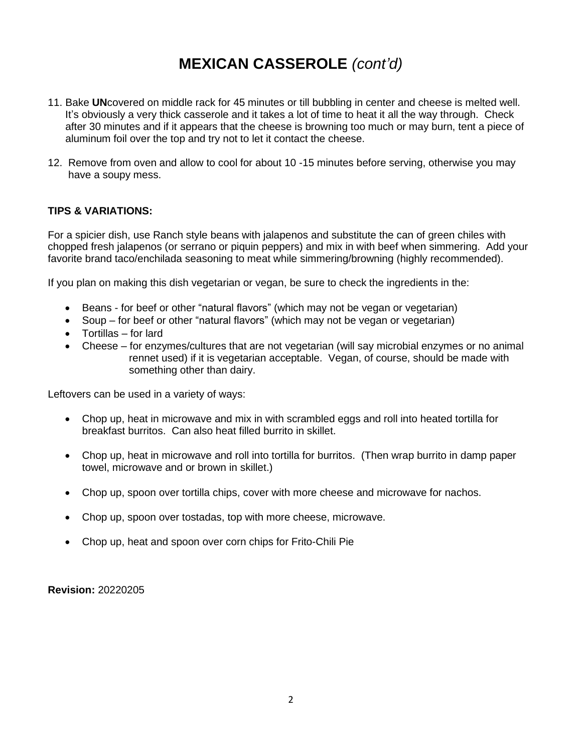# MEXICAN CASSEROLE *(cont'd)*

11. Bake **UN**covered on middle rack for 45 minutes or till bubbling in center and cheese is melted well. It's obviously a very thick casserole and it takes a lot of time to heat it all the way through. Check after 30 minutes and if it appears that the cheese is browning too much or may burn, tent a piece of aluminum foil over the top and try not to let it contact the cheese.

12. Remove from oven and allow to cool for about 10 -15 minutes before serving, otherwise you may have a soupy mess.

**TIPS & VARIATIONS:**

For a spicier dish, use Ranch style beans with jalapenos and substitute the can of green chiles with chopped fresh jalapenos (or serrano or piquin peppers) and mix in with beef when simmering. Add your favorite brand taco/enchilada seasoning to meat while simmering/browning (highly recommended).

If you plan on making this dish vegetarian or vegan, be sure to check the ingredients in the:

- Beans - for beef or other "natural flavors" (which may not be vegan or vegetarian)
- Soup – for beef or other "natural flavors" (which may not be vegan or vegetarian)
- Tortillas – for lard
- Cheese – for enzymes/cultures that are not vegetarian (will say microbial enzymes or no animal rennet used) if it is vegetarian acceptable. Vegan, of course, should be made with something other than dairy.

Leftovers can be used in a variety of ways:

- Chop up, heat in microwave and mix in with scrambled eggs and roll into heated tortilla for breakfast burritos. Can also heat filled burrito in skillet.
- Chop up, heat in microwave and roll into tortilla for burritos. (Then wrap burrito in damp paper towel, microwave and or brown in skillet.)
- Chop up, spoon over tortilla chips, cover with more cheese and microwave for nachos.
- Chop up, spoon over tostadas, top with more cheese, microwave.
- Chop up, heat and spoon over corn chips for Frito-Chili Pie

**Revision:** 20220205